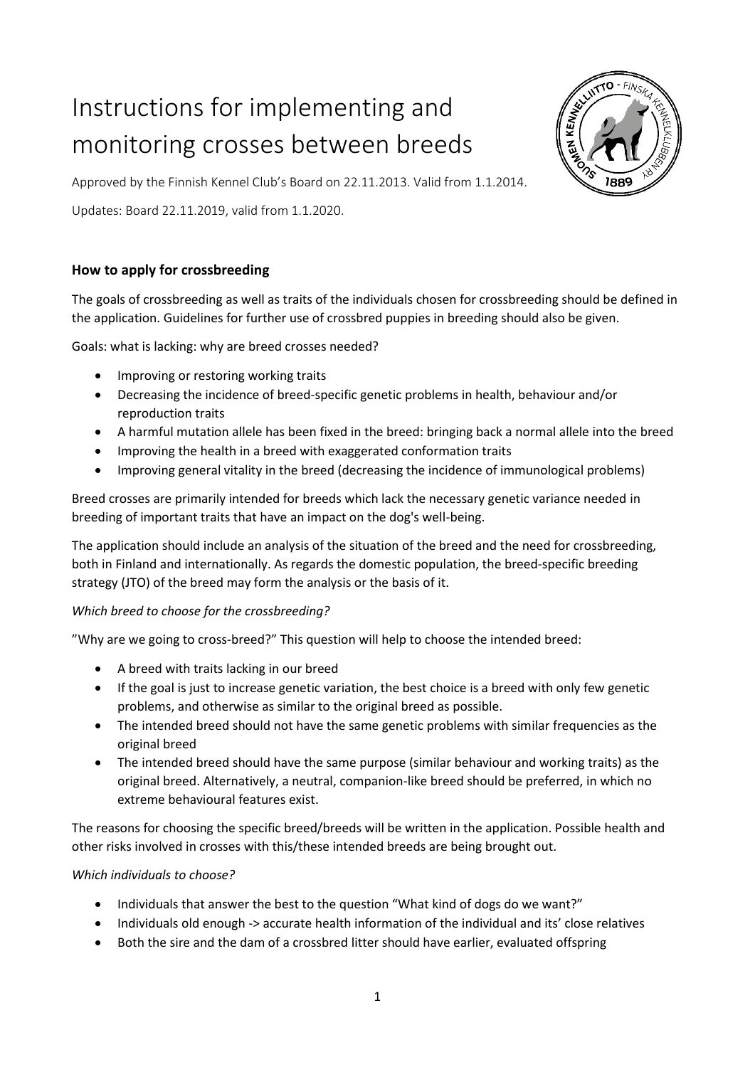# Instructions for implementing and monitoring crosses between breeds

Approved by the Finnish Kennel Club's Board on 22.11.2013. Valid from 1.1.2014.

Updates: Board 22.11.2019, valid from 1.1.2020.

## How to apply for crossbreeding

The goals of crossbreeding as well as traits of the individuals chosen for crossbreeding should be defined in the application. Guidelines for further use of crossbred puppies in breeding should also be given.

Goals: what is lacking: why are breed crosses needed?

- Improving or restoring working traits
- Decreasing the incidence of breed-specific genetic problems in health, behaviour and/or reproduction traits
- A harmful mutation allele has been fixed in the breed: bringing back a normal allele into the breed
- Improving the health in a breed with exaggerated conformation traits
- Improving general vitality in the breed (decreasing the incidence of immunological problems)

Breed crosses are primarily intended for breeds which lack the necessary genetic variance needed in breeding of important traits that have an impact on the dog's well-being.

The application should include an analysis of the situation of the breed and the need for crossbreeding, both in Finland and internationally. As regards the domestic population, the breed-specific breeding strategy (JTO) of the breed may form the analysis or the basis of it.

*Which breed to choose for the crossbreeding?*

"Why are we going to cross-breed?" This question will help to choose the intended breed:

- A breed with traits lacking in our breed
- If the goal is just to increase genetic variation, the best choice is a breed with only few genetic problems, and otherwise as similar to the original breed as possible.
- The intended breed should not have the same genetic problems with similar frequencies as the original breed
- The intended breed should have the same purpose (similar behaviour and working traits) as the original breed. Alternatively, a neutral, companion-like breed should be preferred, in which no extreme behavioural features exist.

The reasons for choosing the specific breed/breeds will be written in the application. Possible health and other risks involved in crosses with this/these intended breeds are being brought out.

*Which individuals to choose?*

- Individuals that answer the best to the question "What kind of dogs do we want?"
- Individuals old enough -> accurate health information of the individual and its' close relatives
- Both the sire and the dam of a crossbred litter should have earlier, evaluated offspring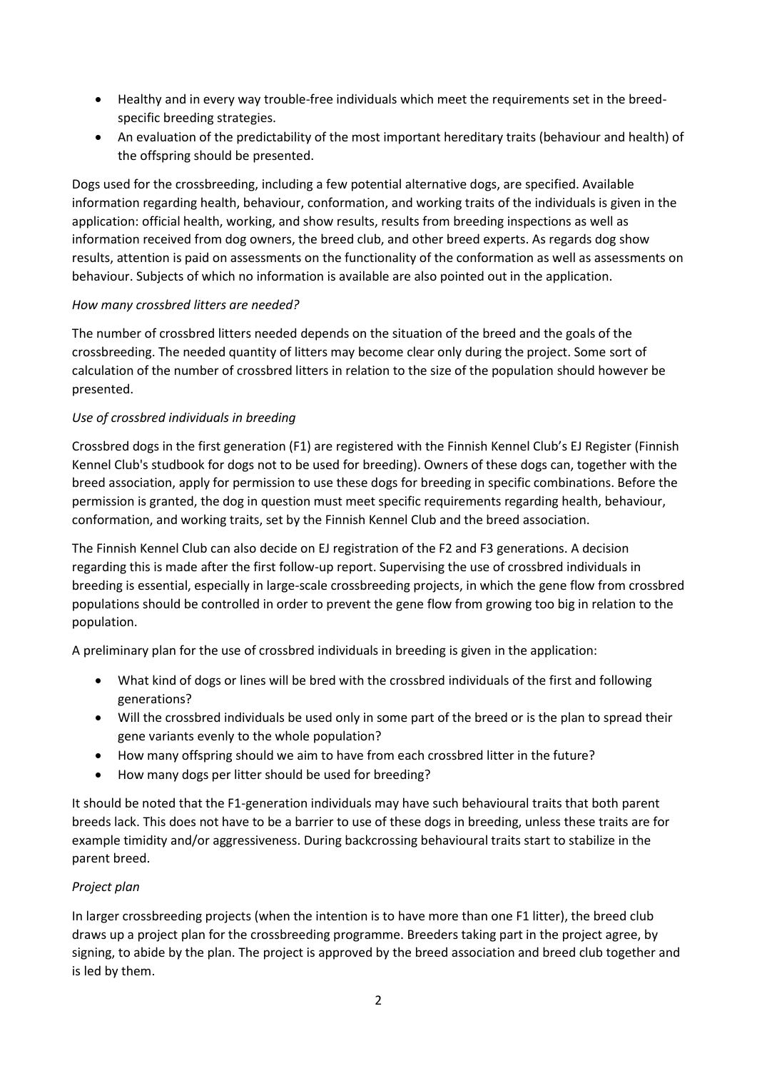- Healthy and in every way trouble-free individuals which meet the requirements set in the breed-specific breeding strategies.
- An evaluation of the predictability of the most important hereditary traits (behaviour and health) of the offspring should be presented.

Dogs used for the crossbreeding, including a few potential alternative dogs, are specified. Available information regarding health, behaviour, conformation, and working traits of the individuals is given in the application: official health, working, and show results, results from breeding inspections as well as information received from dog owners, the breed club, and other breed experts. As regards dog show results, attention is paid on assessments on the functionality of the conformation as well as assessments on behaviour. Subjects of which no information is available are also pointed out in the application.

*How many crossbred litters are needed?*

The number of crossbred litters needed depends on the situation of the breed and the goals of the crossbreeding. The needed quantity of litters may become clear only during the project. Some sort of calculation of the number of crossbred litters in relation to the size of the population should however be presented.

*Use of crossbred individuals in breeding*

Crossbred dogs in the first generation (F1) are registered with the Finnish Kennel Club's EJ Register (Finnish Kennel Club's studbook for dogs not to be used for breeding). Owners of these dogs can, together with the breed association, apply for permission to use these dogs for breeding in specific combinations. Before the permission is granted, the dog in question must meet specific requirements regarding health, behaviour, conformation, and working traits, set by the Finnish Kennel Club and the breed association.

The Finnish Kennel Club can also decide on EJ registration of the F2 and F3 generations. A decision regarding this is made after the first follow-up report. Supervising the use of crossbred individuals in breeding is essential, especially in large-scale crossbreeding projects, in which the gene flow from crossbred populations should be controlled in order to prevent the gene flow from growing too big in relation to the population.

A preliminary plan for the use of crossbred individuals in breeding is given in the application:

- What kind of dogs or lines will be bred with the crossbred individuals of the first and following generations?
- Will the crossbred individuals be used only in some part of the breed or is the plan to spread their gene variants evenly to the whole population?
- How many offspring should we aim to have from each crossbred litter in the future?
- How many dogs per litter should be used for breeding?

It should be noted that the F1-generation individuals may have such behavioural traits that both parent breeds lack. This does not have to be a barrier to use of these dogs in breeding, unless these traits are for example timidity and/or aggressiveness. During backcrossing behavioural traits start to stabilize in the parent breed.

*Project plan*

In larger crossbreeding projects (when the intention is to have more than one F1 litter), the breed club draws up a project plan for the crossbreeding programme. Breeders taking part in the project agree, by signing, to abide by the plan. The project is approved by the breed association and breed club together and is led by them.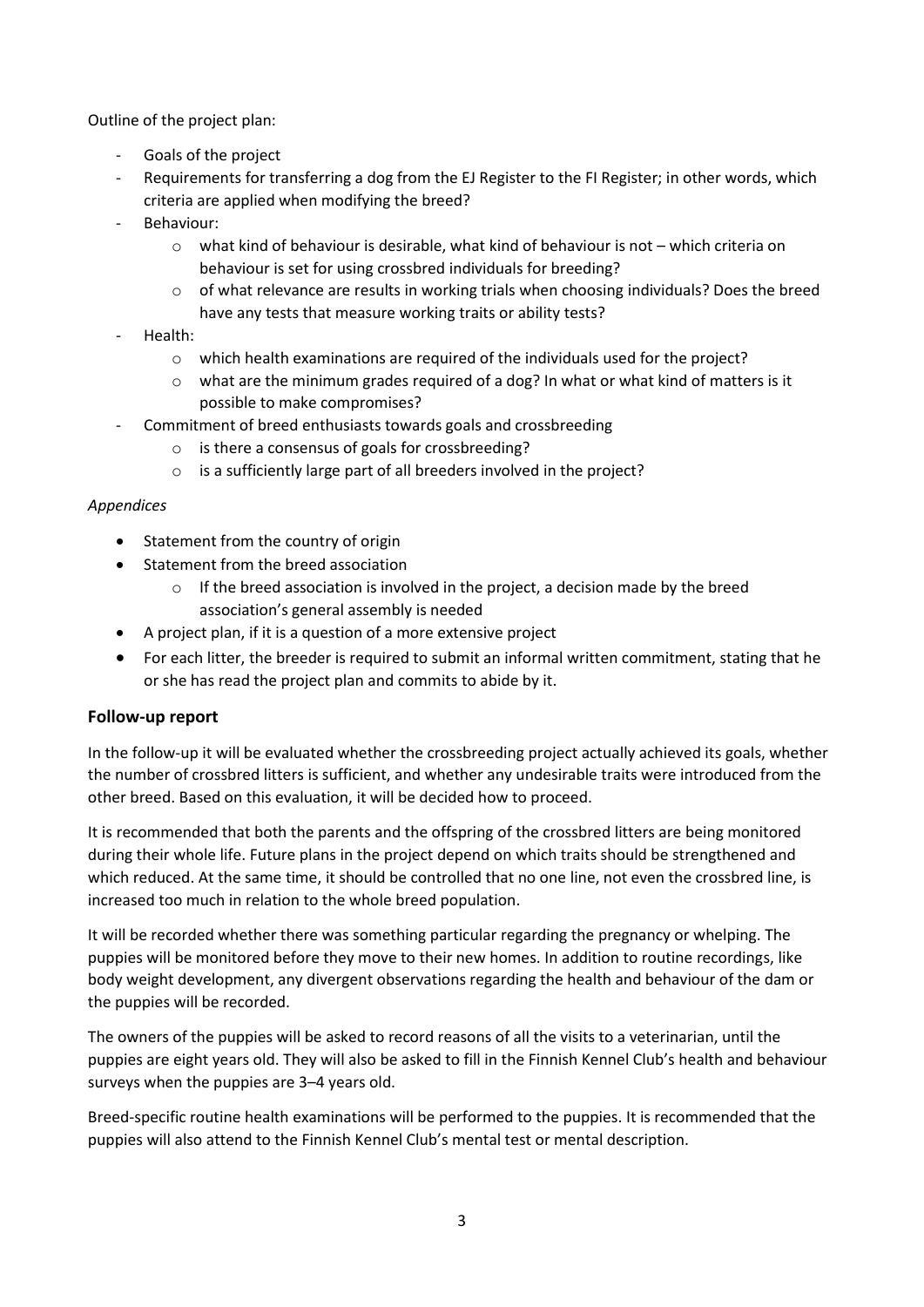Outline of the project plan:

- Goals of the project
- Requirements for transferring a dog from the EJ Register to the FI Register; in other words, which criteria are applied when modifying the breed?
- Behaviour:
  - what kind of behaviour is desirable, what kind of behaviour is not – which criteria on behaviour is set for using crossbred individuals for breeding?
  - of what relevance are results in working trials when choosing individuals? Does the breed have any tests that measure working traits or ability tests?
- Health:
  - which health examinations are required of the individuals used for the project?
  - what are the minimum grades required of a dog? In what or what kind of matters is it possible to make compromises?
- Commitment of breed enthusiasts towards goals and crossbreeding
  - is there a consensus of goals for crossbreeding?
  - is a sufficiently large part of all breeders involved in the project?

*Appendices*

- Statement from the country of origin
- Statement from the breed association
  - If the breed association is involved in the project, a decision made by the breed association's general assembly is needed
- A project plan, if it is a question of a more extensive project
- For each litter, the breeder is required to submit an informal written commitment, stating that he or she has read the project plan and commits to abide by it.

## Follow-up report

In the follow-up it will be evaluated whether the crossbreeding project actually achieved its goals, whether the number of crossbred litters is sufficient, and whether any undesirable traits were introduced from the other breed. Based on this evaluation, it will be decided how to proceed.

It is recommended that both the parents and the offspring of the crossbred litters are being monitored during their whole life. Future plans in the project depend on which traits should be strengthened and which reduced. At the same time, it should be controlled that no one line, not even the crossbred line, is increased too much in relation to the whole breed population.

It will be recorded whether there was something particular regarding the pregnancy or whelping. The puppies will be monitored before they move to their new homes. In addition to routine recordings, like body weight development, any divergent observations regarding the health and behaviour of the dam or the puppies will be recorded.

The owners of the puppies will be asked to record reasons of all the visits to a veterinarian, until the puppies are eight years old. They will also be asked to fill in the Finnish Kennel Club's health and behaviour surveys when the puppies are 3–4 years old.

Breed-specific routine health examinations will be performed to the puppies. It is recommended that the puppies will also attend to the Finnish Kennel Club's mental test or mental description.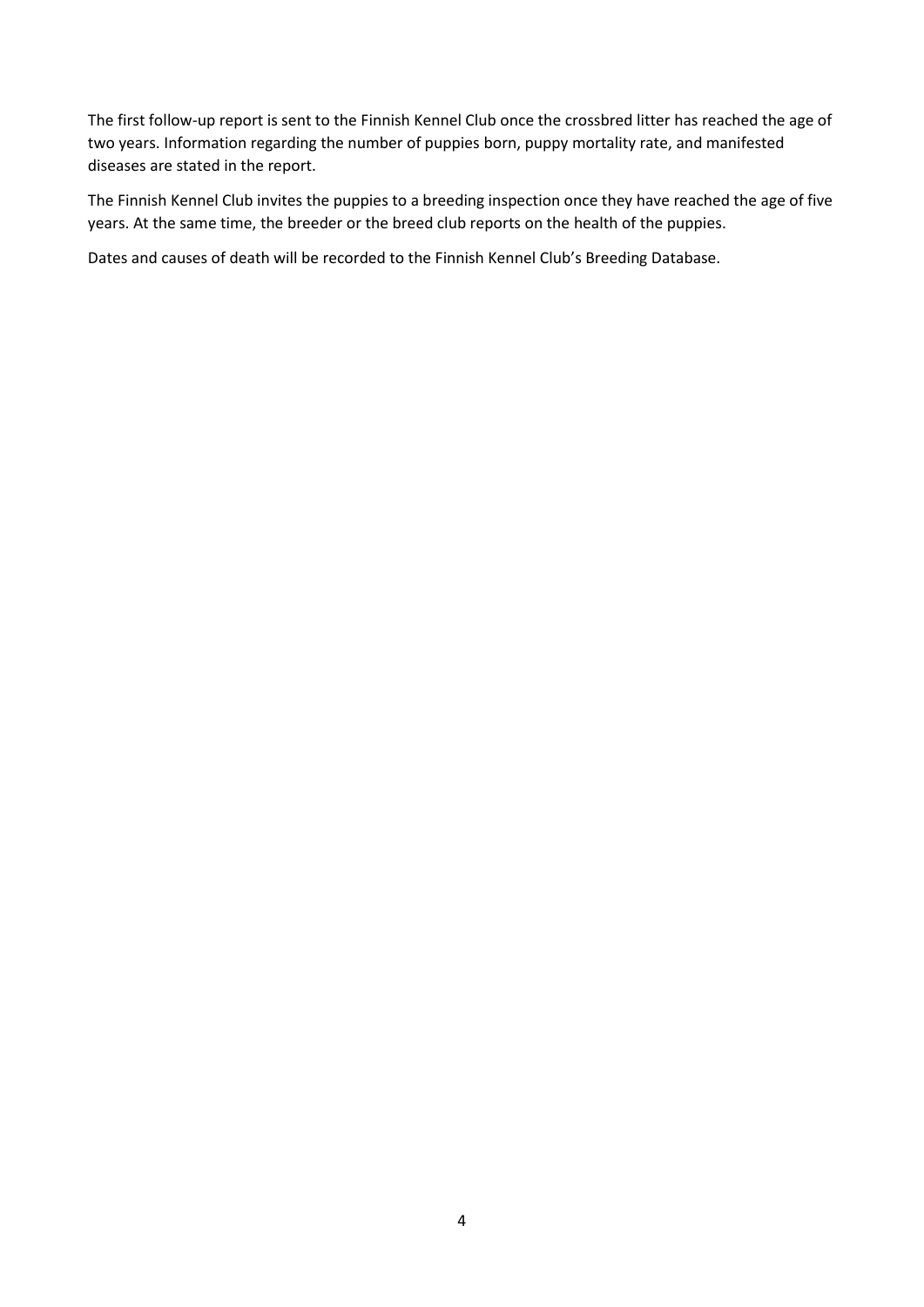The first follow-up report is sent to the Finnish Kennel Club once the crossbred litter has reached the age of two years. Information regarding the number of puppies born, puppy mortality rate, and manifested diseases are stated in the report.

The Finnish Kennel Club invites the puppies to a breeding inspection once they have reached the age of five years. At the same time, the breeder or the breed club reports on the health of the puppies.

Dates and causes of death will be recorded to the Finnish Kennel Club's Breeding Database.